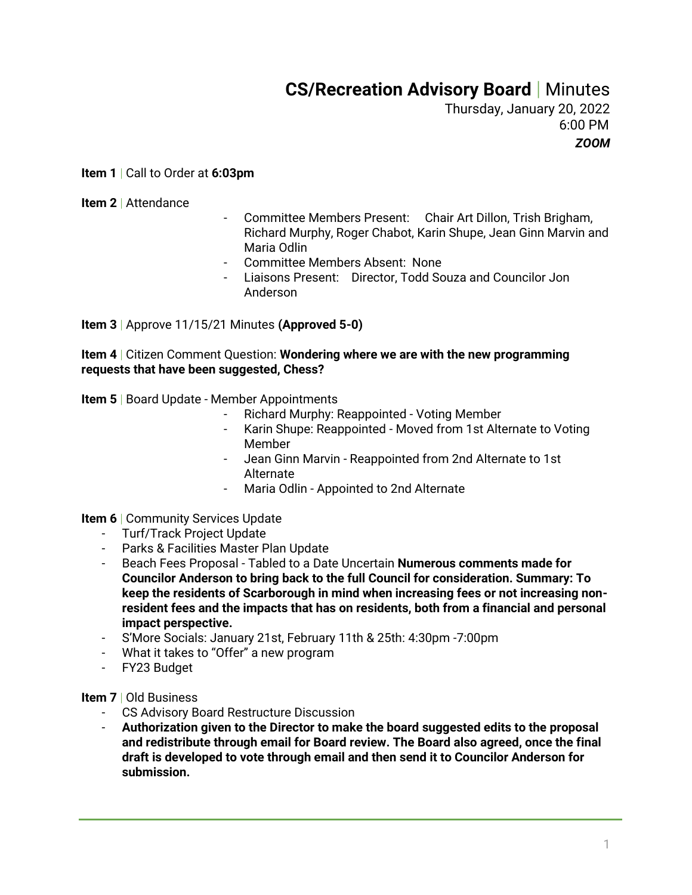# **CS/Recreation Advisory Board** | Minutes

Thursday, January 20, 2022
6:00 PM
***ZOOM***

**Item 1** | Call to Order at **6:03pm**

**Item 2** | Attendance

- Committee Members Present: Chair Art Dillon, Trish Brigham, Richard Murphy, Roger Chabot, Karin Shupe, Jean Ginn Marvin and Maria Odlin
- Committee Members Absent: None
- Liaisons Present: Director, Todd Souza and Councilor Jon Anderson

**Item 3** | Approve 11/15/21 Minutes **(Approved 5-0)**

**Item 4** | Citizen Comment Question: **Wondering where we are with the new programming requests that have been suggested, Chess?**

**Item 5** | Board Update - Member Appointments

- Richard Murphy: Reappointed - Voting Member
- Karin Shupe: Reappointed - Moved from 1st Alternate to Voting Member
- Jean Ginn Marvin - Reappointed from 2nd Alternate to 1st Alternate
- Maria Odlin - Appointed to 2nd Alternate

**Item 6** | Community Services Update

- Turf/Track Project Update
- Parks & Facilities Master Plan Update
- Beach Fees Proposal - Tabled to a Date Uncertain **Numerous comments made for Councilor Anderson to bring back to the full Council for consideration. Summary: To keep the residents of Scarborough in mind when increasing fees or not increasing non-resident fees and the impacts that has on residents, both from a financial and personal impact perspective.**
- S'More Socials: January 21st, February 11th & 25th: 4:30pm -7:00pm
- What it takes to "Offer" a new program
- FY23 Budget

**Item 7** | Old Business

- CS Advisory Board Restructure Discussion
- **Authorization given to the Director to make the board suggested edits to the proposal and redistribute through email for Board review. The Board also agreed, once the final draft is developed to vote through email and then send it to Councilor Anderson for submission.**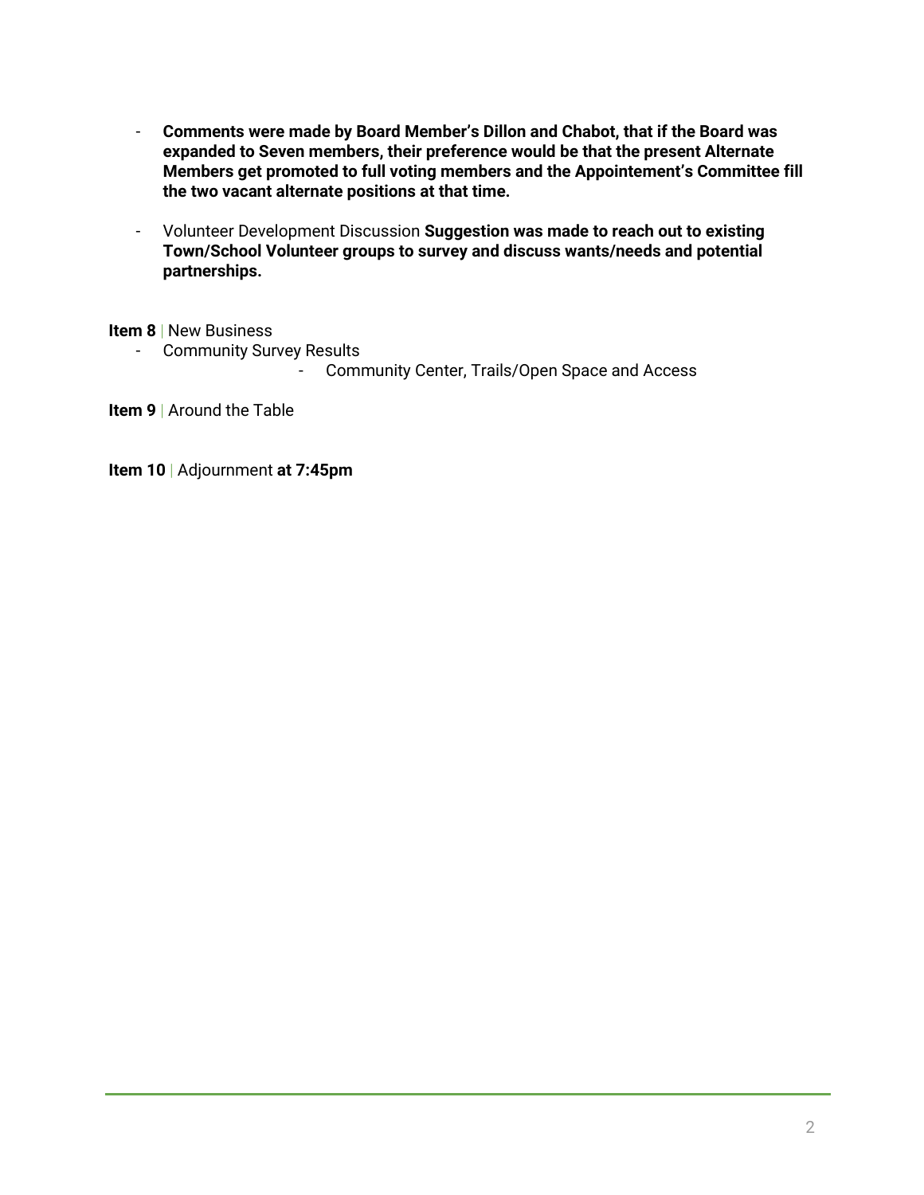- **Comments were made by Board Member's Dillon and Chabot, that if the Board was expanded to Seven members, their preference would be that the present Alternate Members get promoted to full voting members and the Appointement's Committee fill the two vacant alternate positions at that time.**

- Volunteer Development Discussion **Suggestion was made to reach out to existing Town/School Volunteer groups to survey and discuss wants/needs and potential partnerships.**

**Item 8** | New Business

- Community Survey Results
    - Community Center, Trails/Open Space and Access

**Item 9** | Around the Table

**Item 10** | Adjournment **at 7:45pm**